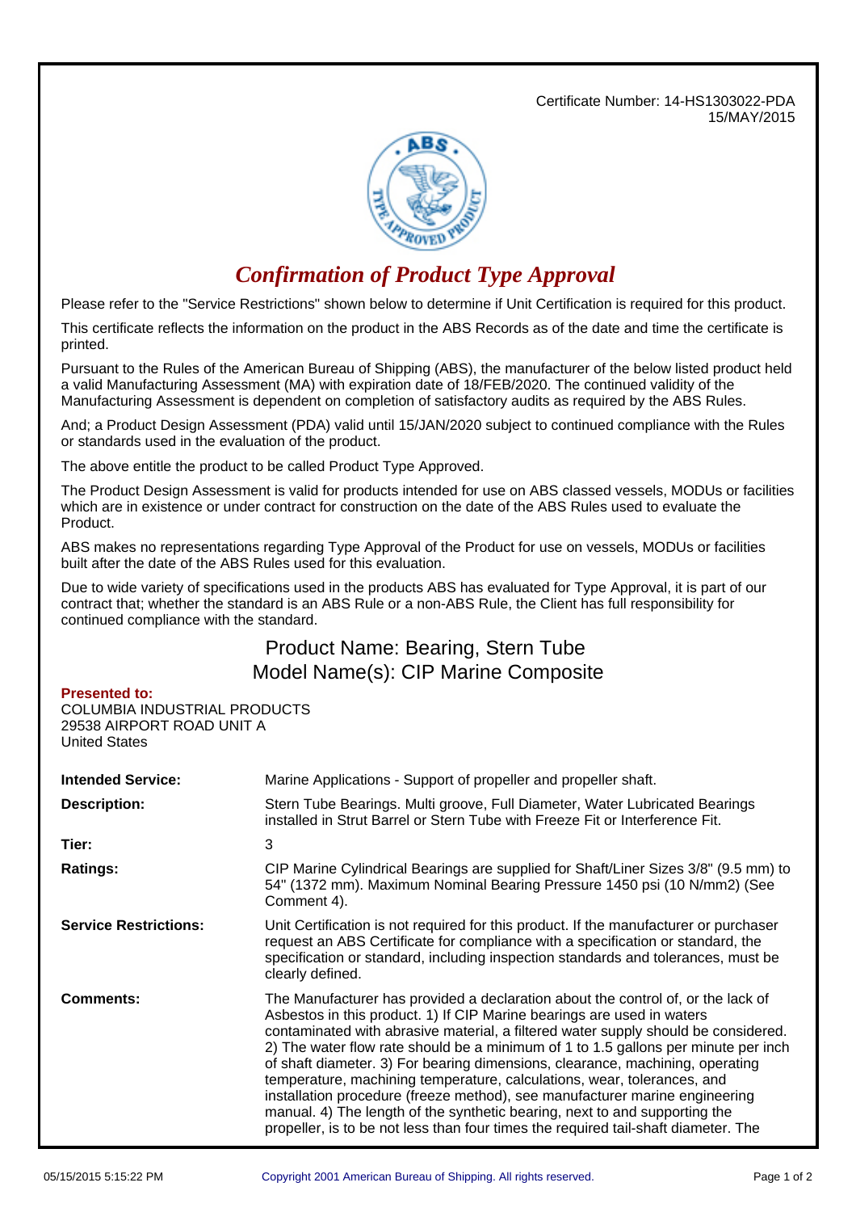Certificate Number: 14-HS1303022-PDA
15/MAY/2015

# *Confirmation of Product Type Approval*

Please refer to the "Service Restrictions" shown below to determine if Unit Certification is required for this product.

This certificate reflects the information on the product in the ABS Records as of the date and time the certificate is printed.

Pursuant to the Rules of the American Bureau of Shipping (ABS), the manufacturer of the below listed product held a valid Manufacturing Assessment (MA) with expiration date of 18/FEB/2020. The continued validity of the Manufacturing Assessment is dependent on completion of satisfactory audits as required by the ABS Rules.

And; a Product Design Assessment (PDA) valid until 15/JAN/2020 subject to continued compliance with the Rules or standards used in the evaluation of the product.

The above entitle the product to be called Product Type Approved.

The Product Design Assessment is valid for products intended for use on ABS classed vessels, MODUs or facilities which are in existence or under contract for construction on the date of the ABS Rules used to evaluate the Product.

ABS makes no representations regarding Type Approval of the Product for use on vessels, MODUs or facilities built after the date of the ABS Rules used for this evaluation.

Due to wide variety of specifications used in the products ABS has evaluated for Type Approval, it is part of our contract that; whether the standard is an ABS Rule or a non-ABS Rule, the Client has full responsibility for continued compliance with the standard.

## Product Name: Bearing, Stern Tube
## Model Name(s): CIP Marine Composite

**Presented to:**
COLUMBIA INDUSTRIAL PRODUCTS
29538 AIRPORT ROAD UNIT A
United States

**Intended Service:** Marine Applications - Support of propeller and propeller shaft.

**Description:** Stern Tube Bearings. Multi groove, Full Diameter, Water Lubricated Bearings installed in Strut Barrel or Stern Tube with Freeze Fit or Interference Fit.

**Tier:** 3

**Ratings:** CIP Marine Cylindrical Bearings are supplied for Shaft/Liner Sizes 3/8" (9.5 mm) to 54" (1372 mm). Maximum Nominal Bearing Pressure 1450 psi (10 N/mm2) (See Comment 4).

**Service Restrictions:** Unit Certification is not required for this product. If the manufacturer or purchaser request an ABS Certificate for compliance with a specification or standard, the specification or standard, including inspection standards and tolerances, must be clearly defined.

**Comments:** The Manufacturer has provided a declaration about the control of, or the lack of Asbestos in this product. 1) If CIP Marine bearings are used in waters contaminated with abrasive material, a filtered water supply should be considered. 2) The water flow rate should be a minimum of 1 to 1.5 gallons per minute per inch of shaft diameter. 3) For bearing dimensions, clearance, machining, operating temperature, machining temperature, calculations, wear, tolerances, and installation procedure (freeze method), see manufacturer marine engineering manual. 4) The length of the synthetic bearing, next to and supporting the propeller, is to be not less than four times the required tail-shaft diameter. The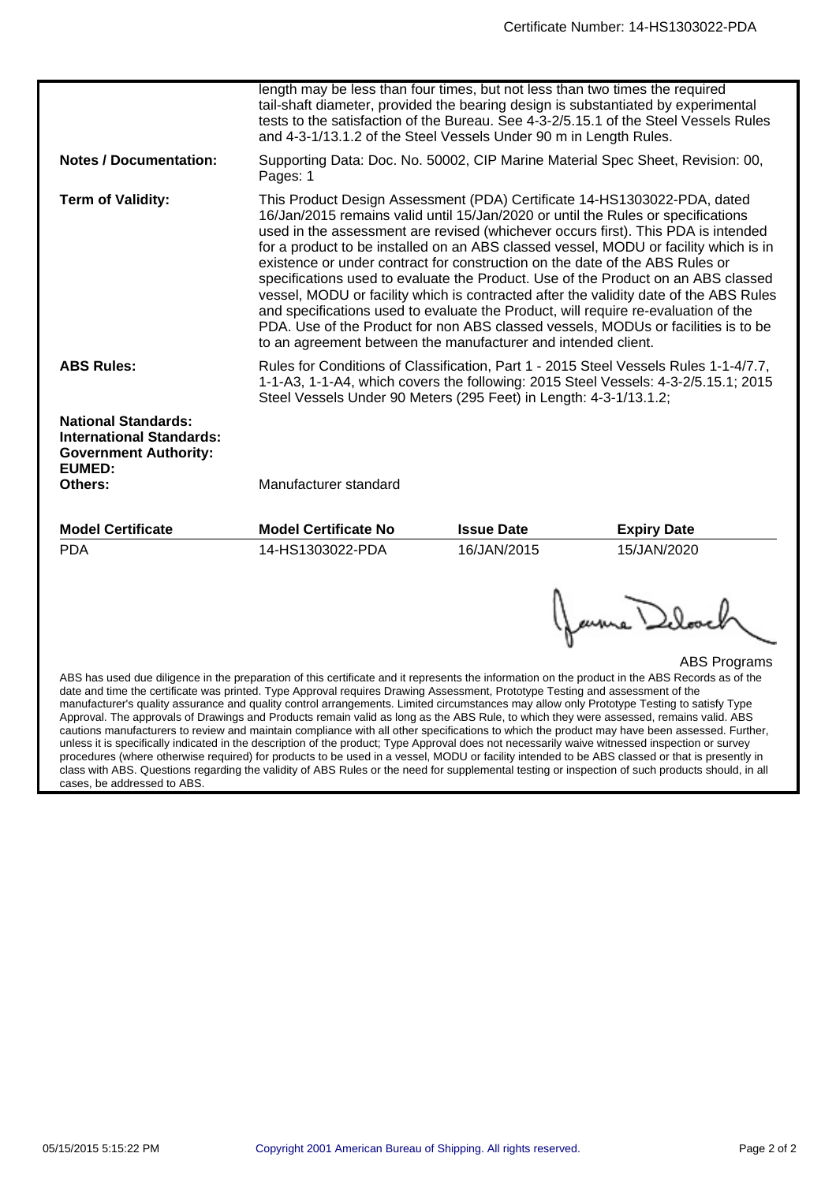length may be less than four times, but not less than two times the required tail-shaft diameter, provided the bearing design is substantiated by experimental tests to the satisfaction of the Bureau. See 4-3-2/5.15.1 of the Steel Vessels Rules and 4-3-1/13.1.2 of the Steel Vessels Under 90 m in Length Rules.

**Notes / Documentation:** Supporting Data: Doc. No. 50002, CIP Marine Material Spec Sheet, Revision: 00, Pages: 1

**Term of Validity:** This Product Design Assessment (PDA) Certificate 14-HS1303022-PDA, dated 16/Jan/2015 remains valid until 15/Jan/2020 or until the Rules or specifications used in the assessment are revised (whichever occurs first). This PDA is intended for a product to be installed on an ABS classed vessel, MODU or facility which is in existence or under contract for construction on the date of the ABS Rules or specifications used to evaluate the Product. Use of the Product on an ABS classed vessel, MODU or facility which is contracted after the validity date of the ABS Rules and specifications used to evaluate the Product, will require re-evaluation of the PDA. Use of the Product for non ABS classed vessels, MODUs or facilities is to be to an agreement between the manufacturer and intended client.

**ABS Rules:** Rules for Conditions of Classification, Part 1 - 2015 Steel Vessels Rules 1-1-4/7.7, 1-1-A3, 1-1-A4, which covers the following: 2015 Steel Vessels: 4-3-2/5.15.1; 2015 Steel Vessels Under 90 Meters (295 Feet) in Length: 4-3-1/13.1.2;

**National Standards:**
**International Standards:**
**Government Authority:**
**EUMED:**
**Others:** Manufacturer standard

| Model Certificate | Model Certificate No | Issue Date | Expiry Date |
|---|---|---|---|
| PDA | 14-HS1303022-PDA | 16/JAN/2015 | 15/JAN/2020 |

ABS Programs

ABS has used due diligence in the preparation of this certificate and it represents the information on the product in the ABS Records as of the date and time the certificate was printed. Type Approval requires Drawing Assessment, Prototype Testing and assessment of the manufacturer's quality assurance and quality control arrangements. Limited circumstances may allow only Prototype Testing to satisfy Type Approval. The approvals of Drawings and Products remain valid as long as the ABS Rule, to which they were assessed, remains valid. ABS cautions manufacturers to review and maintain compliance with all other specifications to which the product may have been assessed. Further, unless it is specifically indicated in the description of the product; Type Approval does not necessarily waive witnessed inspection or survey procedures (where otherwise required) for products to be used in a vessel, MODU or facility intended to be ABS classed or that is presently in class with ABS. Questions regarding the validity of ABS Rules or the need for supplemental testing or inspection of such products should, in all cases, be addressed to ABS.